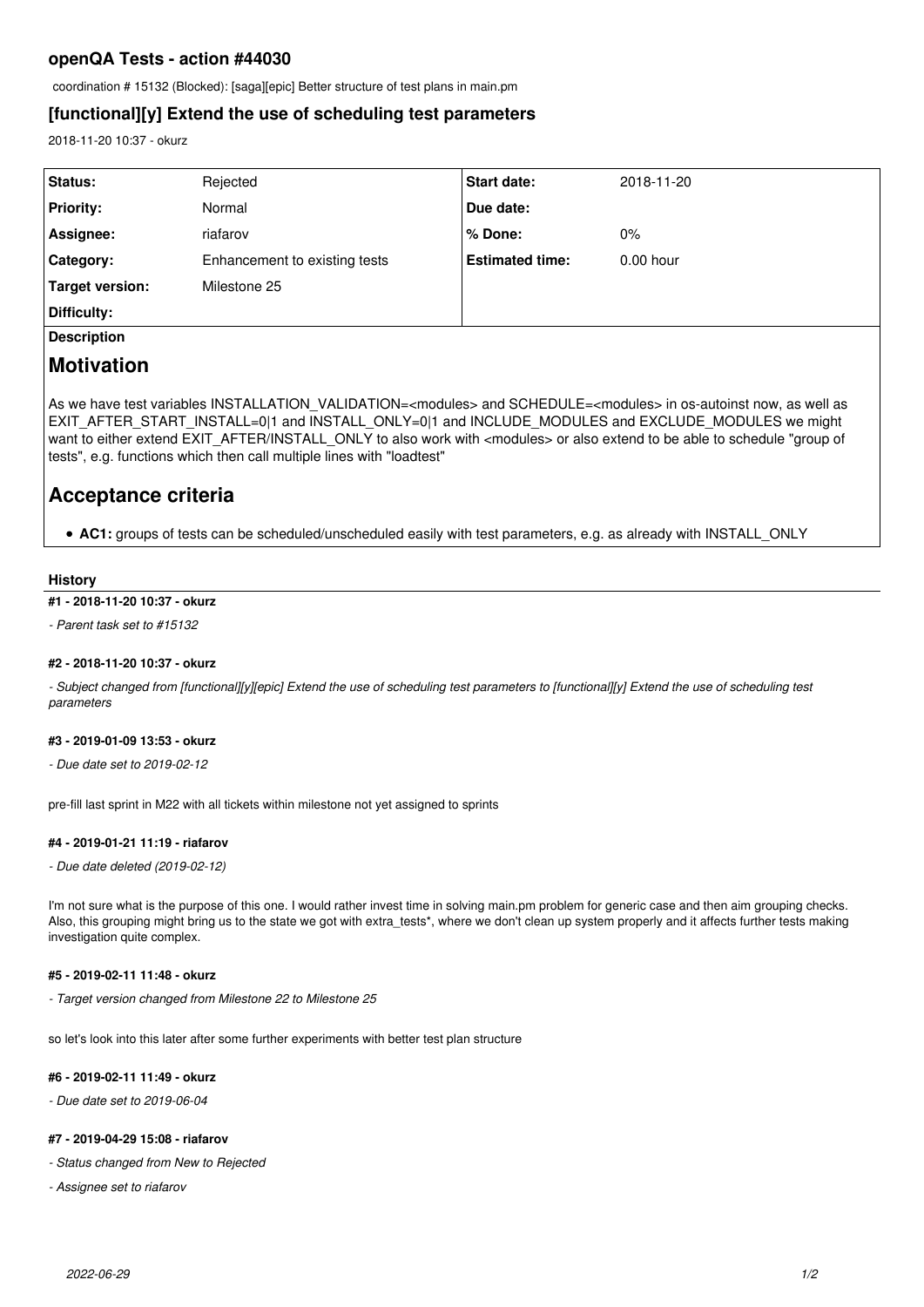# openQA Tests - action #44030

coordination # 15132 (Blocked): [saga][epic] Better structure of test plans in main.pm

## [functional][y] Extend the use of scheduling test parameters

2018-11-20 10:37 - okurz

| | | | |
|---|---|---|---|
| **Status:** | Rejected | **Start date:** | 2018-11-20 |
| **Priority:** | Normal | **Due date:** | |
| **Assignee:** | riafarov | **% Done:** | 0% |
| **Category:** | Enhancement to existing tests | **Estimated time:** | 0.00 hour |
| **Target version:** | Milestone 25 | | |
| **Difficulty:** | | | |

**Description**

# Motivation

As we have test variables INSTALLATION_VALIDATION=<modules> and SCHEDULE=<modules> in os-autoinst now, as well as EXIT_AFTER_START_INSTALL=0|1 and INSTALL_ONLY=0|1 and INCLUDE_MODULES and EXCLUDE_MODULES we might want to either extend EXIT_AFTER/INSTALL_ONLY to also work with <modules> or also extend to be able to schedule "group of tests", e.g. functions which then call multiple lines with "loadtest"

# Acceptance criteria

- **AC1:** groups of tests can be scheduled/unscheduled easily with test parameters, e.g. as already with INSTALL_ONLY

### History

#### #1 - 2018-11-20 10:37 - okurz

*- Parent task set to #15132*

#### #2 - 2018-11-20 10:37 - okurz

*- Subject changed from [functional][y][epic] Extend the use of scheduling test parameters to [functional][y] Extend the use of scheduling test parameters*

#### #3 - 2019-01-09 13:53 - okurz

*- Due date set to 2019-02-12*

pre-fill last sprint in M22 with all tickets within milestone not yet assigned to sprints

#### #4 - 2019-01-21 11:19 - riafarov

*- Due date deleted (2019-02-12)*

I'm not sure what is the purpose of this one. I would rather invest time in solving main.pm problem for generic case and then aim grouping checks. Also, this grouping might bring us to the state we got with extra_tests*, where we don't clean up system properly and it affects further tests making investigation quite complex.

#### #5 - 2019-02-11 11:48 - okurz

*- Target version changed from Milestone 22 to Milestone 25*

so let's look into this later after some further experiments with better test plan structure

#### #6 - 2019-02-11 11:49 - okurz

*- Due date set to 2019-06-04*

#### #7 - 2019-04-29 15:08 - riafarov

*- Status changed from New to Rejected*

*- Assignee set to riafarov*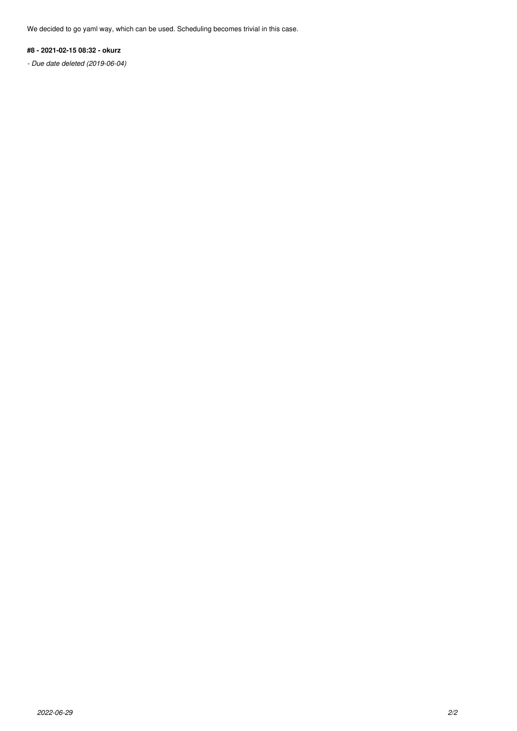We decided to go yaml way, which can be used. Scheduling becomes trivial in this case.

**#8 - 2021-02-15 08:32 - okurz**

*- Due date deleted (2019-06-04)*